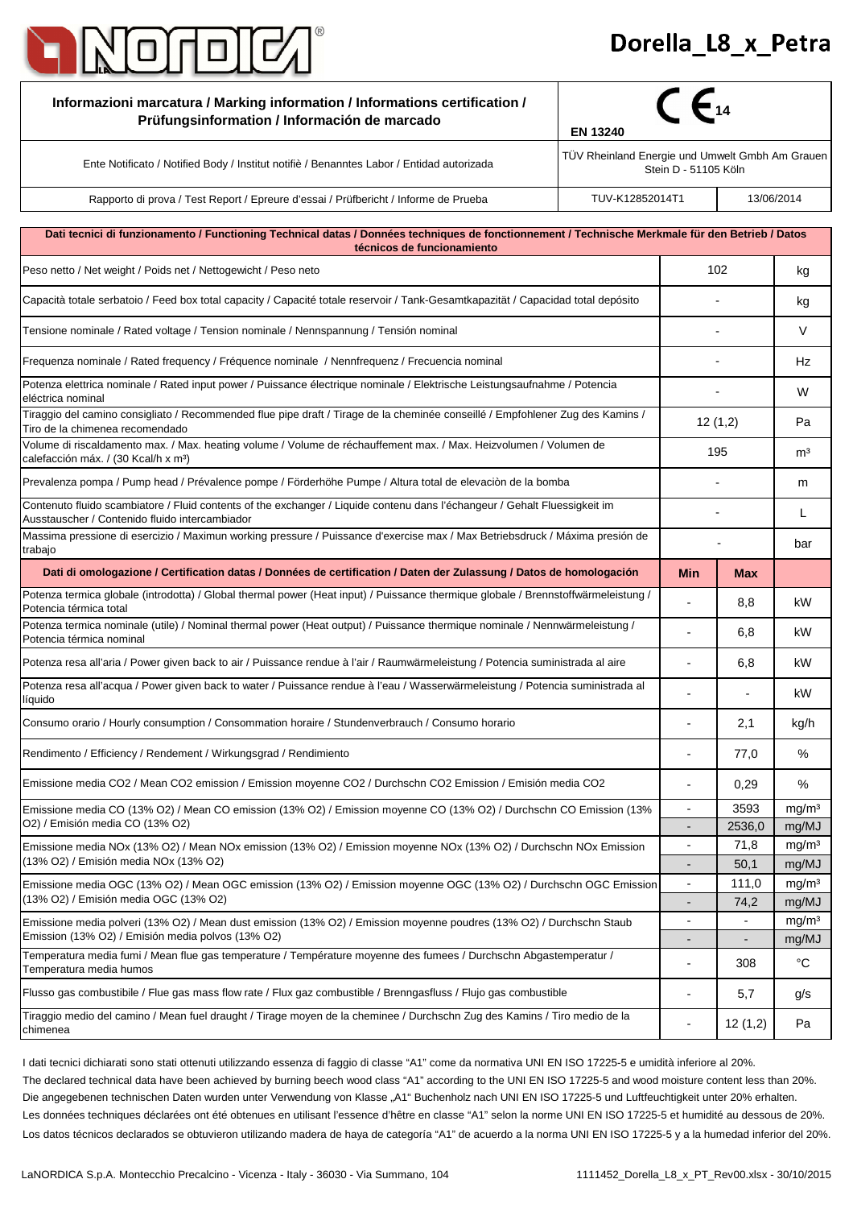# Dorella_L8_x_Petra

| Informazioni marcatura / Marking information / Informations certification / Prüfungsinformation / Información de marcado | CE 14 EN 13240 | |
|---|---|---|
| Ente Notificato / Notified Body / Institut notifiè / Benanntes Labor / Entidad autorizada | TÜV Rheinland Energie und Umwelt Gmbh Am Grauen Stein D - 51105 Köln | |
| Rapporto di prova / Test Report / Epreure d'essai / Prüfbericht / Informe de Prueba | TUV-K12852014T1 | 13/06/2014 |

| Dati tecnici di funzionamento / Functioning Technical datas / Données techniques de fonctionnement / Technische Merkmale für den Betrieb / Datos técnicos de funcionamiento | | | |
|---|---|---|---|
| Peso netto / Net weight / Poids net / Nettogewicht / Peso neto | 102 | | kg |
| Capacità totale serbatoio / Feed box total capacity / Capacité totale reservoir / Tank-Gesamtkapazität / Capacidad total depósito | - | | kg |
| Tensione nominale / Rated voltage / Tension nominale / Nennspannung / Tensión nominal | - | | V |
| Frequenza nominale / Rated frequency / Fréquence nominale / Nennfrequenz / Frecuencia nominal | - | | Hz |
| Potenza elettrica nominale / Rated input power / Puissance électrique nominale / Elektrische Leistungsaufnahme / Potencia eléctrica nominal | - | | W |
| Tiraggio del camino consigliato / Recommended flue pipe draft / Tirage de la cheminée conseillé / Empfohlener Zug des Kamins / Tiro de la chimenea recomendado | 12 (1,2) | | Pa |
| Volume di riscaldamento max. / Max. heating volume / Volume de réchauffement max. / Max. Heizvolumen / Volumen de calefacción máx. / (30 Kcal/h x m³) | 195 | | m³ |
| Prevalenza pompa / Pump head / Prévalence pompe / Förderhöhe Pumpe / Altura total de elevaciòn de la bomba | - | | m |
| Contenuto fluido scambiatore / Fluid contents of the exchanger / Liquide contenu dans l'échangeur / Gehalt Fluessigkeit im Ausstauscher / Contenido fluido intercambiador | - | | L |
| Massima pressione di esercizio / Maximun working pressure / Puissance d'exercise max / Max Betriebsdruck / Máxima presión de trabajo | - | | bar |
| **Dati di omologazione / Certification datas / Données de certification / Daten der Zulassung / Datos de homologación** | **Min** | **Max** | |
| Potenza termica globale (introdotta) / Global thermal power (Heat input) / Puissance thermique globale / Brennstoffwärmeleistung / Potencia térmica total | - | 8,8 | kW |
| Potenza termica nominale (utile) / Nominal thermal power (Heat output) / Puissance thermique nominale / Nennwärmeleistung / Potencia térmica nominal | - | 6,8 | kW |
| Potenza resa all'aria / Power given back to air / Puissance rendue à l'air / Raumwärmeleistung / Potencia suministrada al aire | - | 6,8 | kW |
| Potenza resa all'acqua / Power given back to water / Puissance rendue à l'eau / Wasserwärmeleistung / Potencia suministrada al líquido | - | - | kW |
| Consumo orario / Hourly consumption / Consommation horaire / Stundenverbrauch / Consumo horario | - | 2,1 | kg/h |
| Rendimento / Efficiency / Rendement / Wirkungsgrad / Rendimiento | - | 77,0 | % |
| Emissione media CO2 / Mean CO2 emission / Emission moyenne CO2 / Durchschn CO2 Emission / Emisión media CO2 | - | 0,29 | % |
| Emissione media CO (13% O2) / Mean CO emission (13% O2) / Emission moyenne CO (13% O2) / Durchschn CO Emission (13% O2) / Emisión media CO (13% O2) | - | 3593 | mg/m³ |
| | - | 2536,0 | mg/MJ |
| Emissione media NOx (13% O2) / Mean NOx emission (13% O2) / Emission moyenne NOx (13% O2) / Durchschn NOx Emission (13% O2) / Emisión media NOx (13% O2) | - | 71,8 | mg/m³ |
| | - | 50,1 | mg/MJ |
| Emissione media OGC (13% O2) / Mean OGC emission (13% O2) / Emission moyenne OGC (13% O2) / Durchschn OGC Emission (13% O2) / Emisión media OGC (13% O2) | - | 111,0 | mg/m³ |
| | - | 74,2 | mg/MJ |
| Emissione media polveri (13% O2) / Mean dust emission (13% O2) / Emission moyenne poudres (13% O2) / Durchschn Staub Emission (13% O2) / Emisión media polvos (13% O2) | - | - | mg/m³ |
| | - | - | mg/MJ |
| Temperatura media fumi / Mean flue gas temperature / Température moyenne des fumees / Durchschn Abgastemperatur / Temperatura media humos | - | 308 | °C |
| Flusso gas combustibile / Flue gas mass flow rate / Flux gaz combustible / Brenngasfluss / Flujo gas combustible | - | 5,7 | g/s |
| Tiraggio medio del camino / Mean fuel draught / Tirage moyen de la cheminee / Durchschn Zug des Kamins / Tiro medio de la chimenea | - | 12 (1,2) | Pa |

I dati tecnici dichiarati sono stati ottenuti utilizzando essenza di faggio di classe "A1" come da normativa UNI EN ISO 17225-5 e umidità inferiore al 20%.

The declared technical data have been achieved by burning beech wood class "A1" according to the UNI EN ISO 17225-5 and wood moisture content less than 20%.

Die angegebenen technischen Daten wurden unter Verwendung von Klasse „A1" Buchenholz nach UNI EN ISO 17225-5 und Luftfeuchtigkeit unter 20% erhalten.

Les données techniques déclarées ont été obtenues en utilisant l'essence d'hêtre en classe "A1" selon la norme UNI EN ISO 17225-5 et humidité au dessous de 20%.

Los datos técnicos declarados se obtuvieron utilizando madera de haya de categoría "A1" de acuerdo a la norma UNI EN ISO 17225-5 y a la humedad inferior del 20%.

LaNORDICA S.p.A. Montecchio Precalcino - Vicenza - Italy - 36030 - Via Summano, 104 — 1111452_Dorella_L8_x_PT_Rev00.xlsx - 30/10/2015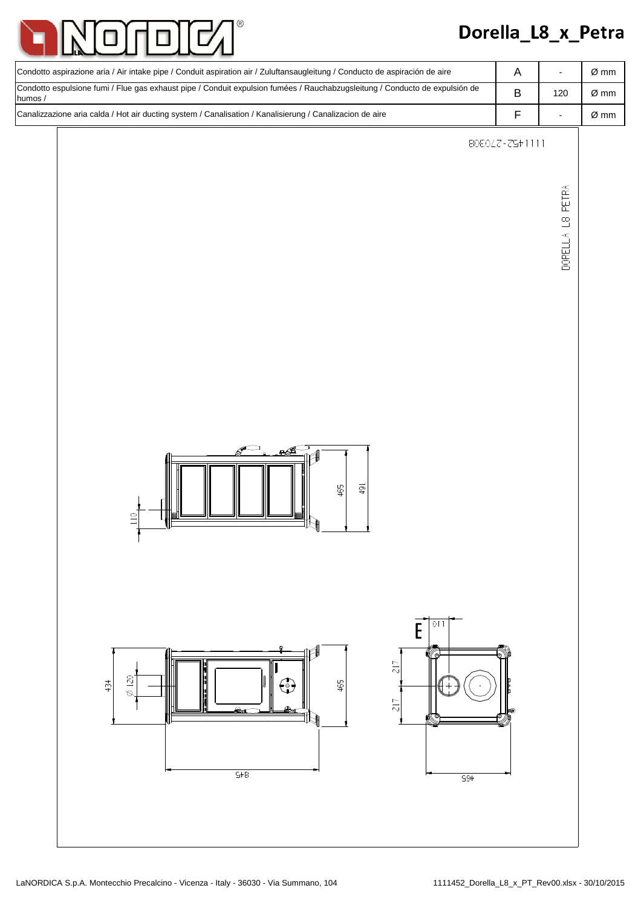# Dorella_L8_x_Petra

| | | | |
|---|---|---|---|
| Condotto aspirazione aria / Air intake pipe / Conduit aspiration air / Zuluftansaugleitung / Conducto de aspiración de aire | A | - | Ø mm |
| Condotto espulsione fumi / Flue gas exhaust pipe / Conduit expulsion fumées / Rauchabzugsleitung / Conducto de expulsión de humos / | B | 120 | Ø mm |
| Canalizzazione aria calda / Hot air ducting system / Canalisation / Kanalisierung / Canalizacion de aire | F | - | Ø mm |

1111452-270308

DORELLA L8 PETRA

110

465

491

434

Ø 120

465

845

E

110

217

217

465

LaNORDICA S.p.A. Montecchio Precalcino - Vicenza - Italy - 36030 - Via Summano, 104

1111452_Dorella_L8_x_PT_Rev00.xlsx - 30/10/2015